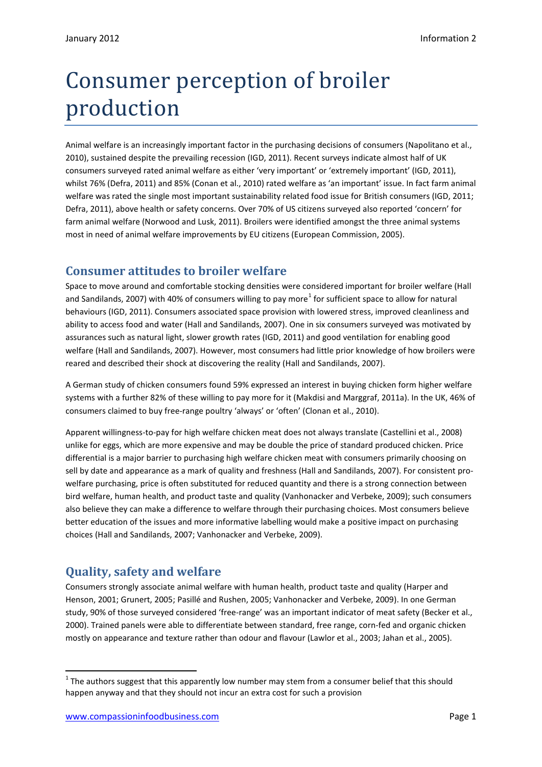# Consumer perception of broiler production

Animal welfare is an increasingly important factor in the purchasing decisions of consumers (Napolitano et al., 2010), sustained despite the prevailing recession (IGD, 2011). Recent surveys indicate almost half of UK consumers surveyed rated animal welfare as either 'very important' or 'extremely important' (IGD, 2011), whilst 76% (Defra, 2011) and 85% (Conan et al., 2010) rated welfare as 'an important' issue. In fact farm animal welfare was rated the single most important sustainability related food issue for British consumers (IGD, 2011; Defra, 2011), above health or safety concerns. Over 70% of US citizens surveyed also reported 'concern' for farm animal welfare (Norwood and Lusk, 2011). Broilers were identified amongst the three animal systems most in need of animal welfare improvements by EU citizens (European Commission, 2005).

## Consumer attitudes to broiler welfare

Space to move around and comfortable stocking densities were considered important for broiler welfare (Hall and Sandilands, 2007) with 40% of consumers willing to pay more[1] for sufficient space to allow for natural behaviours (IGD, 2011). Consumers associated space provision with lowered stress, improved cleanliness and ability to access food and water (Hall and Sandilands, 2007). One in six consumers surveyed was motivated by assurances such as natural light, slower growth rates (IGD, 2011) and good ventilation for enabling good welfare (Hall and Sandilands, 2007). However, most consumers had little prior knowledge of how broilers were reared and described their shock at discovering the reality (Hall and Sandilands, 2007).

A German study of chicken consumers found 59% expressed an interest in buying chicken form higher welfare systems with a further 82% of these willing to pay more for it (Makdisi and Marggraf, 2011a). In the UK, 46% of consumers claimed to buy free-range poultry 'always' or 'often' (Clonan et al., 2010).

Apparent willingness-to-pay for high welfare chicken meat does not always translate (Castellini et al., 2008) unlike for eggs, which are more expensive and may be double the price of standard produced chicken. Price differential is a major barrier to purchasing high welfare chicken meat with consumers primarily choosing on sell by date and appearance as a mark of quality and freshness (Hall and Sandilands, 2007). For consistent pro-welfare purchasing, price is often substituted for reduced quantity and there is a strong connection between bird welfare, human health, and product taste and quality (Vanhonacker and Verbeke, 2009); such consumers also believe they can make a difference to welfare through their purchasing choices. Most consumers believe better education of the issues and more informative labelling would make a positive impact on purchasing choices (Hall and Sandilands, 2007; Vanhonacker and Verbeke, 2009).

## Quality, safety and welfare

Consumers strongly associate animal welfare with human health, product taste and quality (Harper and Henson, 2001; Grunert, 2005; Pasillé and Rushen, 2005; Vanhonacker and Verbeke, 2009). In one German study, 90% of those surveyed considered 'free-range' was an important indicator of meat safety (Becker et al., 2000). Trained panels were able to differentiate between standard, free range, corn-fed and organic chicken mostly on appearance and texture rather than odour and flavour (Lawlor et al., 2003; Jahan et al., 2005).

[1] The authors suggest that this apparently low number may stem from a consumer belief that this should happen anyway and that they should not incur an extra cost for such a provision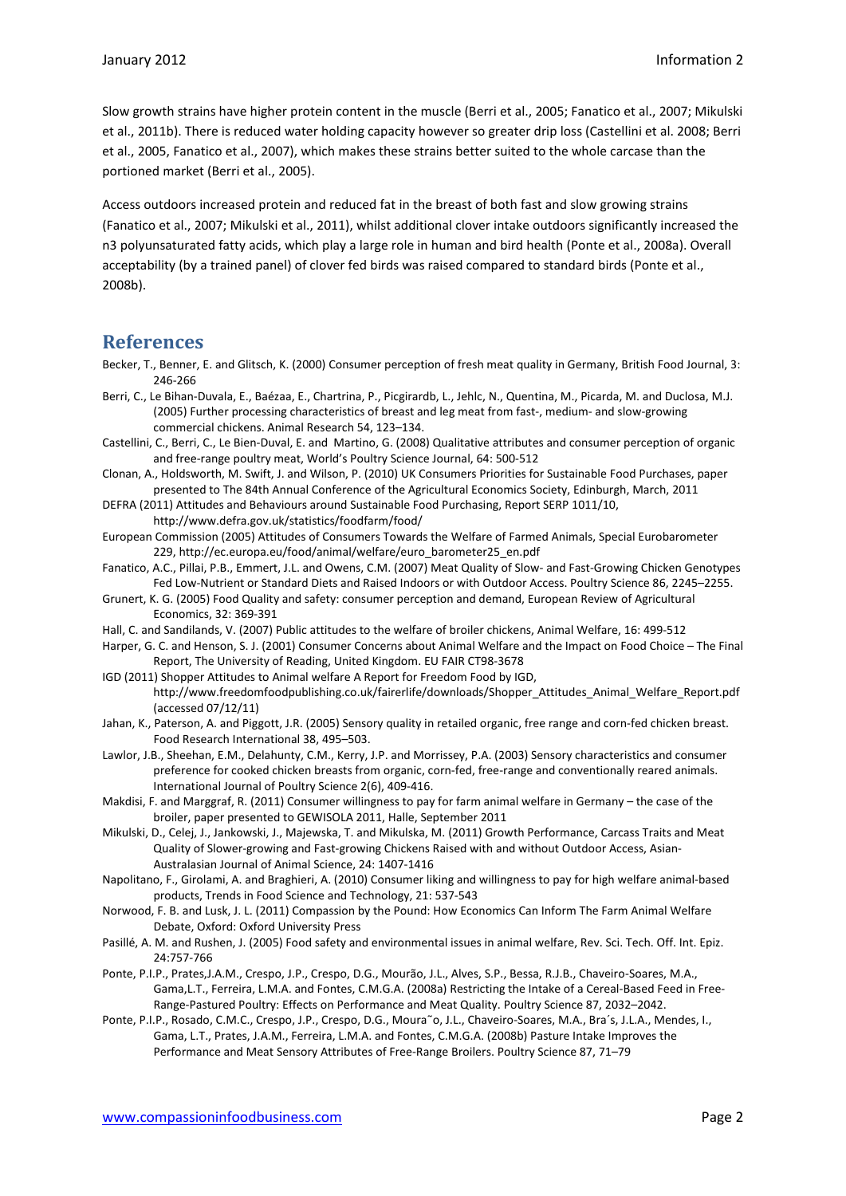Slow growth strains have higher protein content in the muscle (Berri et al., 2005; Fanatico et al., 2007; Mikulski et al., 2011b). There is reduced water holding capacity however so greater drip loss (Castellini et al. 2008; Berri et al., 2005, Fanatico et al., 2007), which makes these strains better suited to the whole carcase than the portioned market (Berri et al., 2005).

Access outdoors increased protein and reduced fat in the breast of both fast and slow growing strains (Fanatico et al., 2007; Mikulski et al., 2011), whilst additional clover intake outdoors significantly increased the n3 polyunsaturated fatty acids, which play a large role in human and bird health (Ponte et al., 2008a). Overall acceptability (by a trained panel) of clover fed birds was raised compared to standard birds (Ponte et al., 2008b).

## References

Becker, T., Benner, E. and Glitsch, K. (2000) Consumer perception of fresh meat quality in Germany, British Food Journal, 3: 246-266

Berri, C., Le Bihan-Duvala, E., Baézaa, E., Chartrina, P., Picgirardb, L., Jehlc, N., Quentina, M., Picarda, M. and Duclosa, M.J. (2005) Further processing characteristics of breast and leg meat from fast-, medium- and slow-growing commercial chickens. Animal Research 54, 123–134.

Castellini, C., Berri, C., Le Bien-Duval, E. and Martino, G. (2008) Qualitative attributes and consumer perception of organic and free-range poultry meat, World's Poultry Science Journal, 64: 500-512

Clonan, A., Holdsworth, M. Swift, J. and Wilson, P. (2010) UK Consumers Priorities for Sustainable Food Purchases, paper presented to The 84th Annual Conference of the Agricultural Economics Society, Edinburgh, March, 2011

DEFRA (2011) Attitudes and Behaviours around Sustainable Food Purchasing, Report SERP 1011/10, http://www.defra.gov.uk/statistics/foodfarm/food/

European Commission (2005) Attitudes of Consumers Towards the Welfare of Farmed Animals, Special Eurobarometer 229, http://ec.europa.eu/food/animal/welfare/euro_barometer25_en.pdf

Fanatico, A.C., Pillai, P.B., Emmert, J.L. and Owens, C.M. (2007) Meat Quality of Slow- and Fast-Growing Chicken Genotypes Fed Low-Nutrient or Standard Diets and Raised Indoors or with Outdoor Access. Poultry Science 86, 2245–2255.

Grunert, K. G. (2005) Food Quality and safety: consumer perception and demand, European Review of Agricultural Economics, 32: 369-391

Hall, C. and Sandilands, V. (2007) Public attitudes to the welfare of broiler chickens, Animal Welfare, 16: 499-512

Harper, G. C. and Henson, S. J. (2001) Consumer Concerns about Animal Welfare and the Impact on Food Choice – The Final Report, The University of Reading, United Kingdom. EU FAIR CT98-3678

IGD (2011) Shopper Attitudes to Animal welfare A Report for Freedom Food by IGD, http://www.freedomfoodpublishing.co.uk/fairerlife/downloads/Shopper_Attitudes_Animal_Welfare_Report.pdf (accessed 07/12/11)

Jahan, K., Paterson, A. and Piggott, J.R. (2005) Sensory quality in retailed organic, free range and corn-fed chicken breast. Food Research International 38, 495–503.

Lawlor, J.B., Sheehan, E.M., Delahunty, C.M., Kerry, J.P. and Morrissey, P.A. (2003) Sensory characteristics and consumer preference for cooked chicken breasts from organic, corn-fed, free-range and conventionally reared animals. International Journal of Poultry Science 2(6), 409-416.

Makdisi, F. and Marggraf, R. (2011) Consumer willingness to pay for farm animal welfare in Germany – the case of the broiler, paper presented to GEWISOLA 2011, Halle, September 2011

Mikulski, D., Celej, J., Jankowski, J., Majewska, T. and Mikulska, M. (2011) Growth Performance, Carcass Traits and Meat Quality of Slower-growing and Fast-growing Chickens Raised with and without Outdoor Access, Asian-Australasian Journal of Animal Science, 24: 1407-1416

Napolitano, F., Girolami, A. and Braghieri, A. (2010) Consumer liking and willingness to pay for high welfare animal-based products, Trends in Food Science and Technology, 21: 537-543

Norwood, F. B. and Lusk, J. L. (2011) Compassion by the Pound: How Economics Can Inform The Farm Animal Welfare Debate, Oxford: Oxford University Press

Pasillé, A. M. and Rushen, J. (2005) Food safety and environmental issues in animal welfare, Rev. Sci. Tech. Off. Int. Epiz. 24:757-766

Ponte, P.I.P., Prates,J.A.M., Crespo, J.P., Crespo, D.G., Mourão, J.L., Alves, S.P., Bessa, R.J.B., Chaveiro-Soares, M.A., Gama,L.T., Ferreira, L.M.A. and Fontes, C.M.G.A. (2008a) Restricting the Intake of a Cereal-Based Feed in Free-Range-Pastured Poultry: Effects on Performance and Meat Quality. Poultry Science 87, 2032–2042.

Ponte, P.I.P., Rosado, C.M.C., Crespo, J.P., Crespo, D.G., Moura˜o, J.L., Chaveiro-Soares, M.A., Bra´s, J.L.A., Mendes, I., Gama, L.T., Prates, J.A.M., Ferreira, L.M.A. and Fontes, C.M.G.A. (2008b) Pasture Intake Improves the Performance and Meat Sensory Attributes of Free-Range Broilers. Poultry Science 87, 71–79